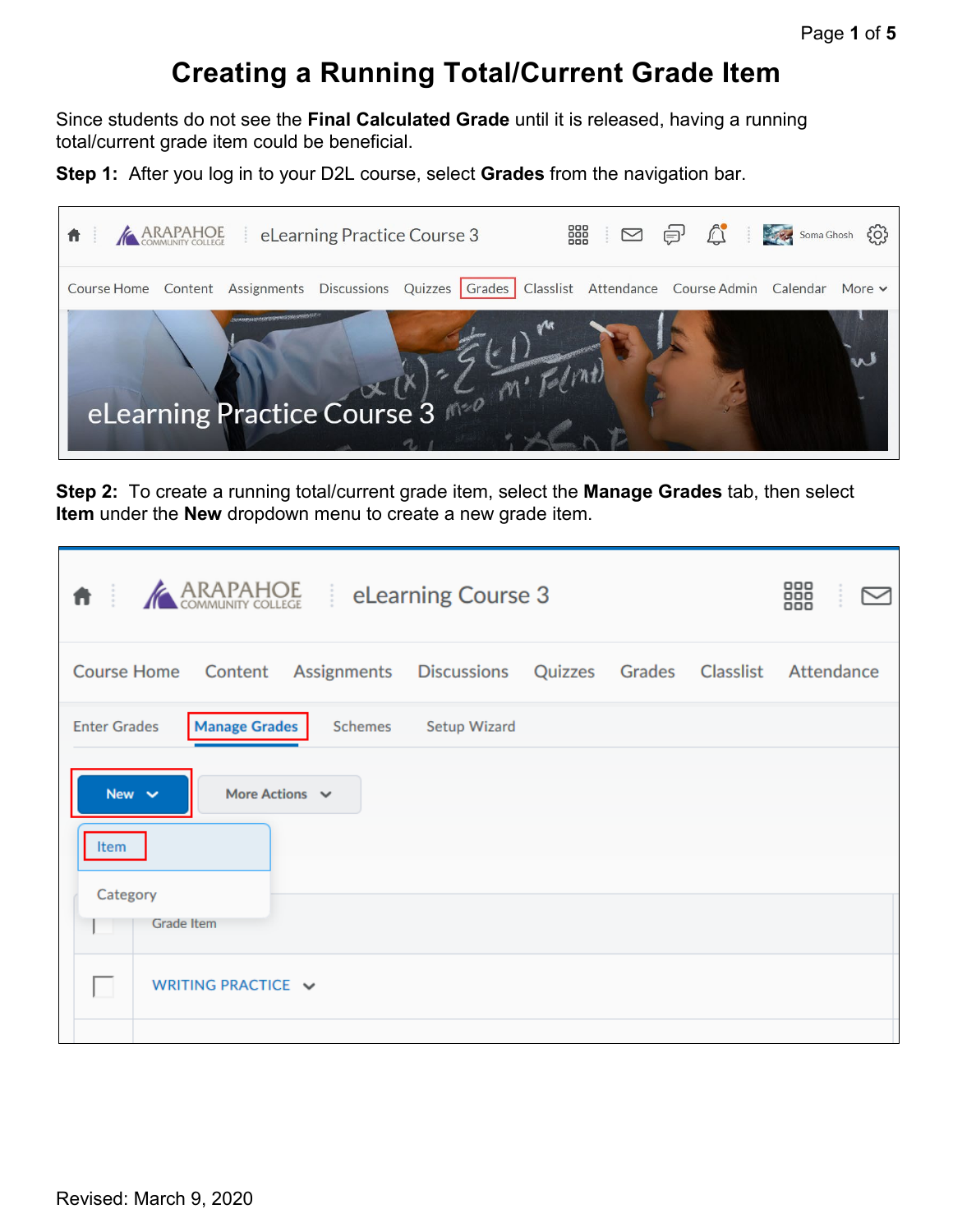# Creating a Running Total/Current Grade Item

Since students do not see the **Final Calculated Grade** until it is released, having a running total/current grade item could be beneficial.

**Step 1:** After you log in to your D2L course, select **Grades** from the navigation bar.

**Step 2:** To create a running total/current grade item, select the **Manage Grades** tab, then select **Item** under the **New** dropdown menu to create a new grade item.

Revised: March 9, 2020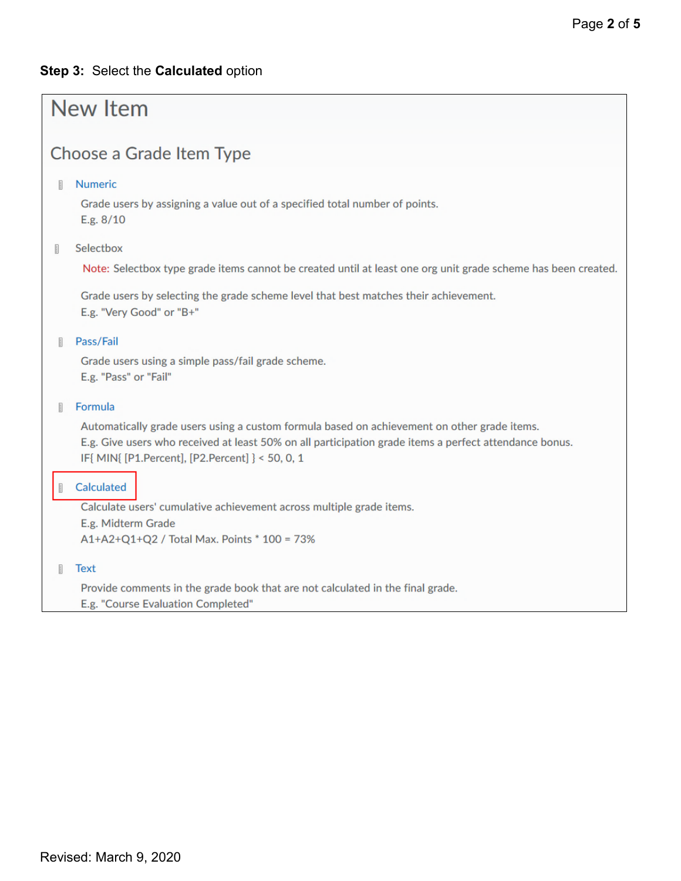**Step 3:** Select the **Calculated** option

# New Item

## Choose a Grade Item Type

Numeric

Grade users by assigning a value out of a specified total number of points.
E.g. 8/10

Selectbox

Note: Selectbox type grade items cannot be created until at least one org unit grade scheme has been created.

Grade users by selecting the grade scheme level that best matches their achievement.
E.g. "Very Good" or "B+"

Pass/Fail

Grade users using a simple pass/fail grade scheme.
E.g. "Pass" or "Fail"

Formula

Automatically grade users using a custom formula based on achievement on other grade items.
E.g. Give users who received at least 50% on all participation grade items a perfect attendance bonus.
IF{ MIN{ [P1.Percent], [P2.Percent] } < 50, 0, 1

Calculated

Calculate users' cumulative achievement across multiple grade items.
E.g. Midterm Grade
A1+A2+Q1+Q2 / Total Max. Points * 100 = 73%

Text

Provide comments in the grade book that are not calculated in the final grade.
E.g. "Course Evaluation Completed"

Revised: March 9, 2020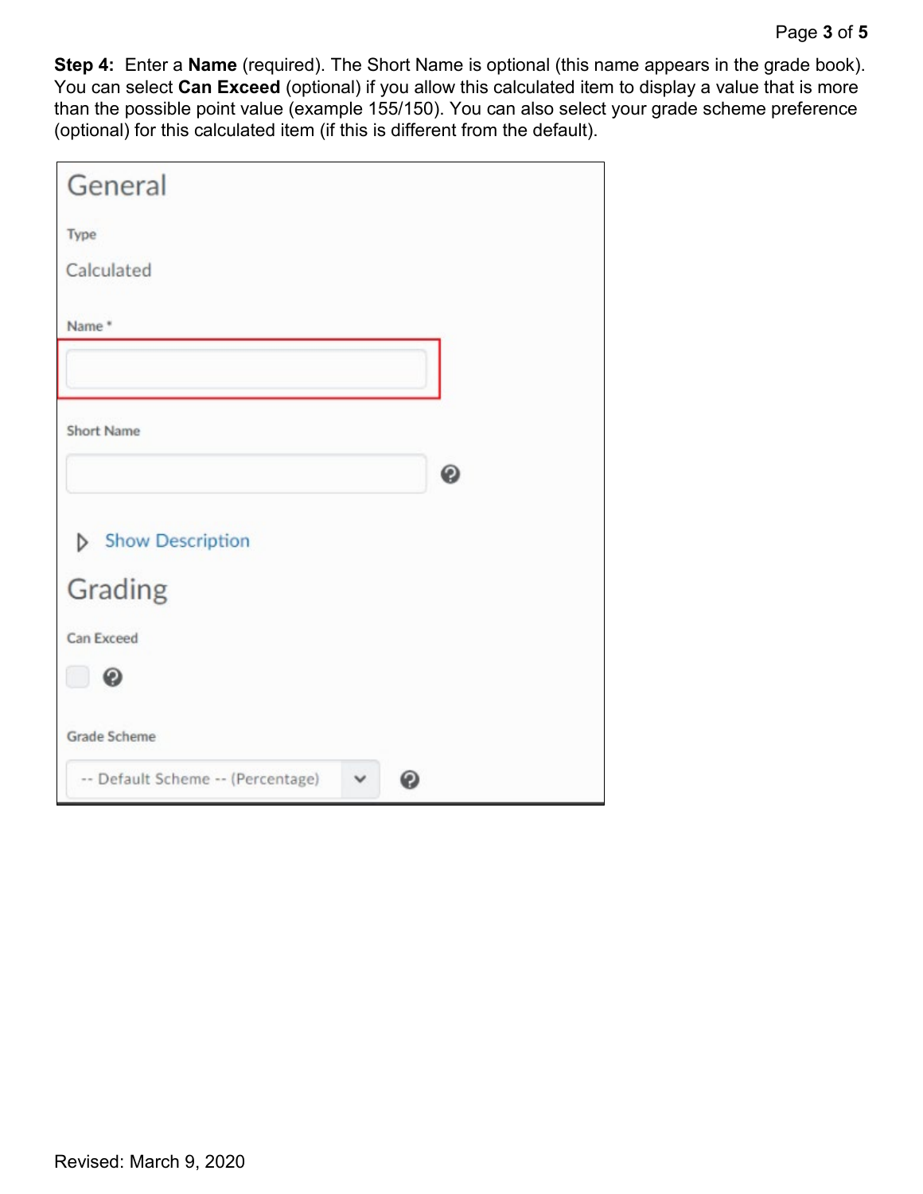**Step 4:** Enter a **Name** (required). The Short Name is optional (this name appears in the grade book). You can select **Can Exceed** (optional) if you allow this calculated item to display a value that is more than the possible point value (example 155/150). You can also select your grade scheme preference (optional) for this calculated item (if this is different from the default).

General

Type

Calculated

Name *

Short Name

Show Description

Grading

Can Exceed

Grade Scheme

-- Default Scheme -- (Percentage)

Revised: March 9, 2020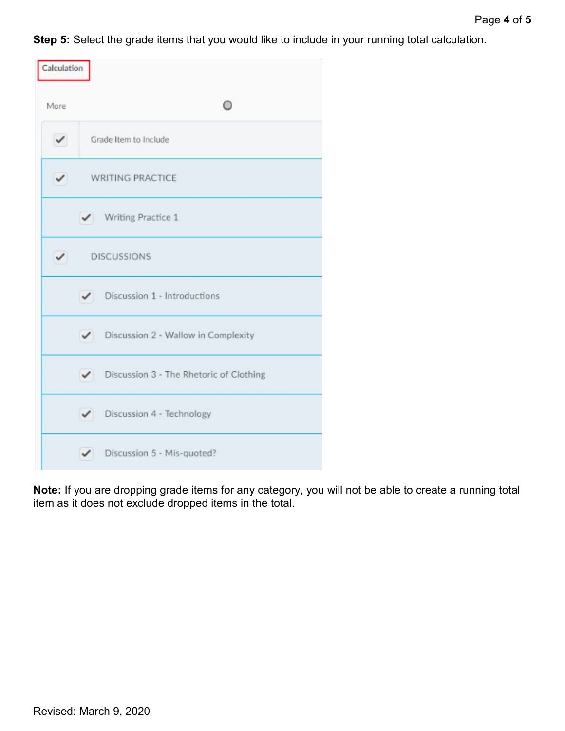**Step 5:** Select the grade items that you would like to include in your running total calculation.

**Note:** If you are dropping grade items for any category, you will not be able to create a running total item as it does not exclude dropped items in the total.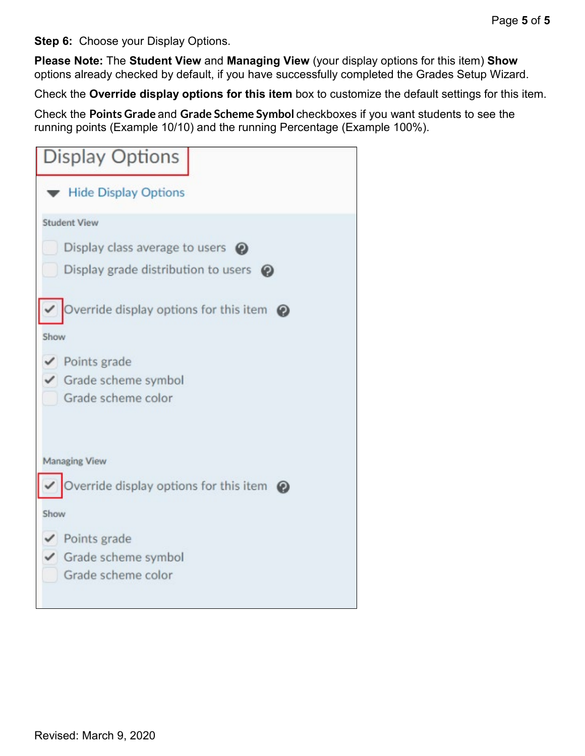**Step 6:** Choose your Display Options.

**Please Note:** The **Student View** and **Managing View** (your display options for this item) **Show** options already checked by default, if you have successfully completed the Grades Setup Wizard.

Check the **Override display options for this item** box to customize the default settings for this item.

Check the **Points Grade** and **Grade Scheme Symbol** checkboxes if you want students to see the running points (Example 10/10) and the running Percentage (Example 100%).

Display Options

Hide Display Options

Student View

- [ ] Display class average to users
- [ ] Display grade distribution to users

- [x] Override display options for this item

Show

- [x] Points grade
- [x] Grade scheme symbol
- [ ] Grade scheme color

Managing View

- [x] Override display options for this item

Show

- [x] Points grade
- [x] Grade scheme symbol
- [ ] Grade scheme color

Revised: March 9, 2020